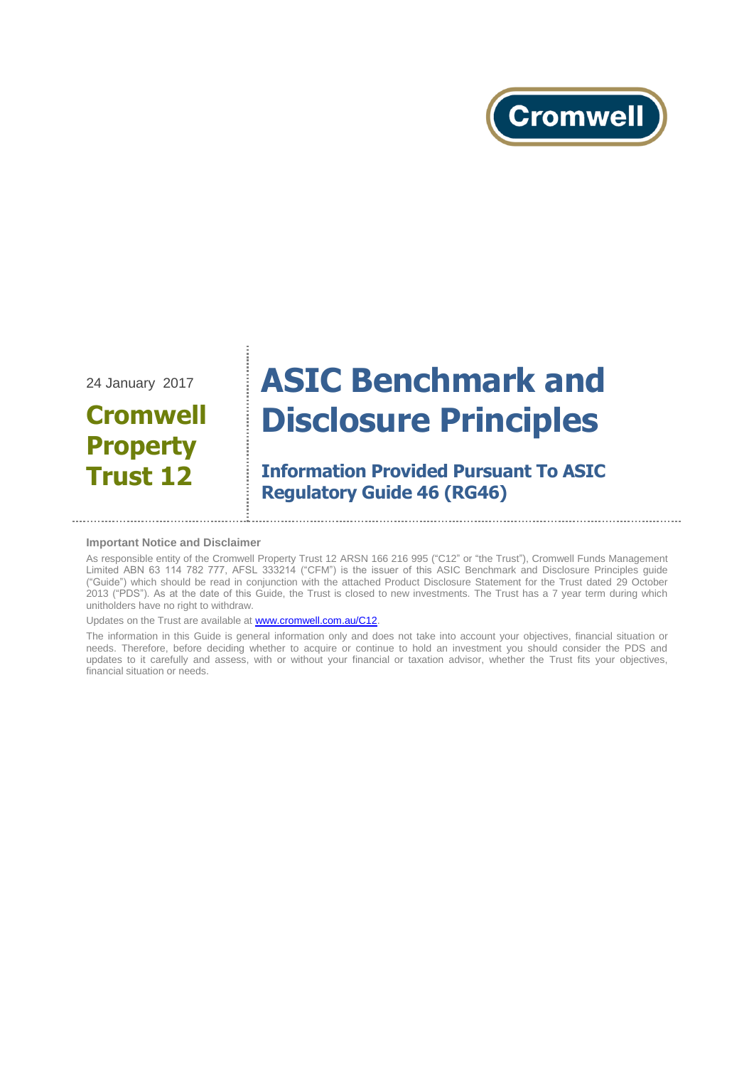Cromwell

24 January 2017

# Cromwell Property Trust 12

# ASIC Benchmark and Disclosure Principles

## Information Provided Pursuant To ASIC Regulatory Guide 46 (RG46)

**Important Notice and Disclaimer**

As responsible entity of the Cromwell Property Trust 12 ARSN 166 216 995 ("C12" or "the Trust"), Cromwell Funds Management Limited ABN 63 114 782 777, AFSL 333214 ("CFM") is the issuer of this ASIC Benchmark and Disclosure Principles guide ("Guide") which should be read in conjunction with the attached Product Disclosure Statement for the Trust dated 29 October 2013 ("PDS"). As at the date of this Guide, the Trust is closed to new investments. The Trust has a 7 year term during which unitholders have no right to withdraw.

Updates on the Trust are available at [www.cromwell.com.au/C12](http://www.cromwell.com.au/C12).

The information in this Guide is general information only and does not take into account your objectives, financial situation or needs. Therefore, before deciding whether to acquire or continue to hold an investment you should consider the PDS and updates to it carefully and assess, with or without your financial or taxation advisor, whether the Trust fits your objectives, financial situation or needs.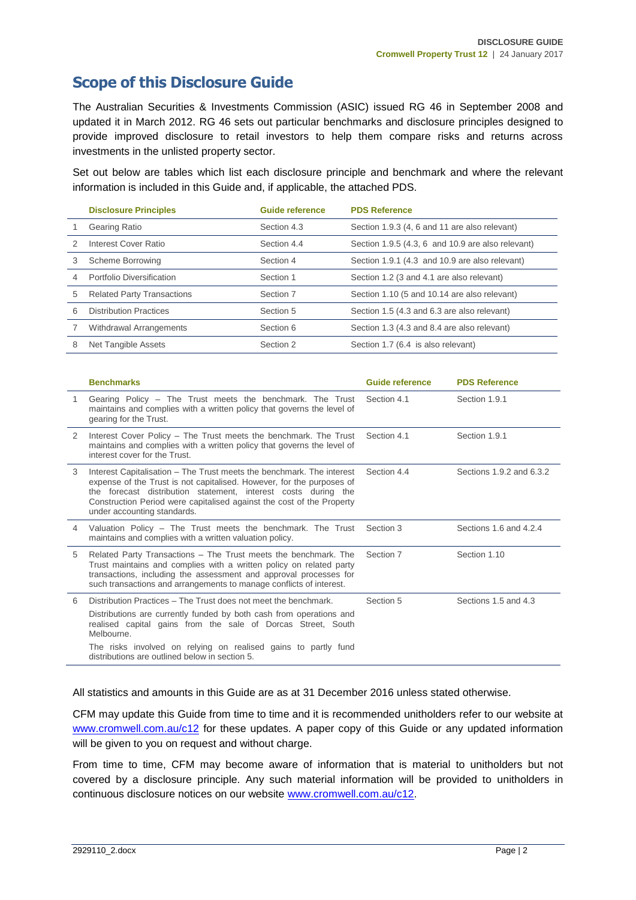# Scope of this Disclosure Guide

The Australian Securities & Investments Commission (ASIC) issued RG 46 in September 2008 and updated it in March 2012. RG 46 sets out particular benchmarks and disclosure principles designed to provide improved disclosure to retail investors to help them compare risks and returns across investments in the unlisted property sector.

Set out below are tables which list each disclosure principle and benchmark and where the relevant information is included in this Guide and, if applicable, the attached PDS.

| | Disclosure Principles | Guide reference | PDS Reference |
|---|---|---|---|
| 1 | Gearing Ratio | Section 4.3 | Section 1.9.3 (4, 6 and 11 are also relevant) |
| 2 | Interest Cover Ratio | Section 4.4 | Section 1.9.5 (4.3, 6 and 10.9 are also relevant) |
| 3 | Scheme Borrowing | Section 4 | Section 1.9.1 (4.3 and 10.9 are also relevant) |
| 4 | Portfolio Diversification | Section 1 | Section 1.2 (3 and 4.1 are also relevant) |
| 5 | Related Party Transactions | Section 7 | Section 1.10 (5 and 10.14 are also relevant) |
| 6 | Distribution Practices | Section 5 | Section 1.5 (4.3 and 6.3 are also relevant) |
| 7 | Withdrawal Arrangements | Section 6 | Section 1.3 (4.3 and 8.4 are also relevant) |
| 8 | Net Tangible Assets | Section 2 | Section 1.7 (6.4 is also relevant) |

| | Benchmarks | Guide reference | PDS Reference |
|---|---|---|---|
| 1 | Gearing Policy – The Trust meets the benchmark. The Trust maintains and complies with a written policy that governs the level of gearing for the Trust. | Section 4.1 | Section 1.9.1 |
| 2 | Interest Cover Policy – The Trust meets the benchmark. The Trust maintains and complies with a written policy that governs the level of interest cover for the Trust. | Section 4.1 | Section 1.9.1 |
| 3 | Interest Capitalisation – The Trust meets the benchmark. The interest expense of the Trust is not capitalised. However, for the purposes of the forecast distribution statement, interest costs during the Construction Period were capitalised against the cost of the Property under accounting standards. | Section 4.4 | Sections 1.9.2 and 6.3.2 |
| 4 | Valuation Policy – The Trust meets the benchmark. The Trust maintains and complies with a written valuation policy. | Section 3 | Sections 1.6 and 4.2.4 |
| 5 | Related Party Transactions – The Trust meets the benchmark. The Trust maintains and complies with a written policy on related party transactions, including the assessment and approval processes for such transactions and arrangements to manage conflicts of interest. | Section 7 | Section 1.10 |
| 6 | Distribution Practices – The Trust does not meet the benchmark.<br><br>Distributions are currently funded by both cash from operations and realised capital gains from the sale of Dorcas Street, South Melbourne.<br><br>The risks involved on relying on realised gains to partly fund distributions are outlined below in section 5. | Section 5 | Sections 1.5 and 4.3 |

All statistics and amounts in this Guide are as at 31 December 2016 unless stated otherwise.

CFM may update this Guide from time to time and it is recommended unitholders refer to our website at www.cromwell.com.au/c12 for these updates. A paper copy of this Guide or any updated information will be given to you on request and without charge.

From time to time, CFM may become aware of information that is material to unitholders but not covered by a disclosure principle. Any such material information will be provided to unitholders in continuous disclosure notices on our website www.cromwell.com.au/c12.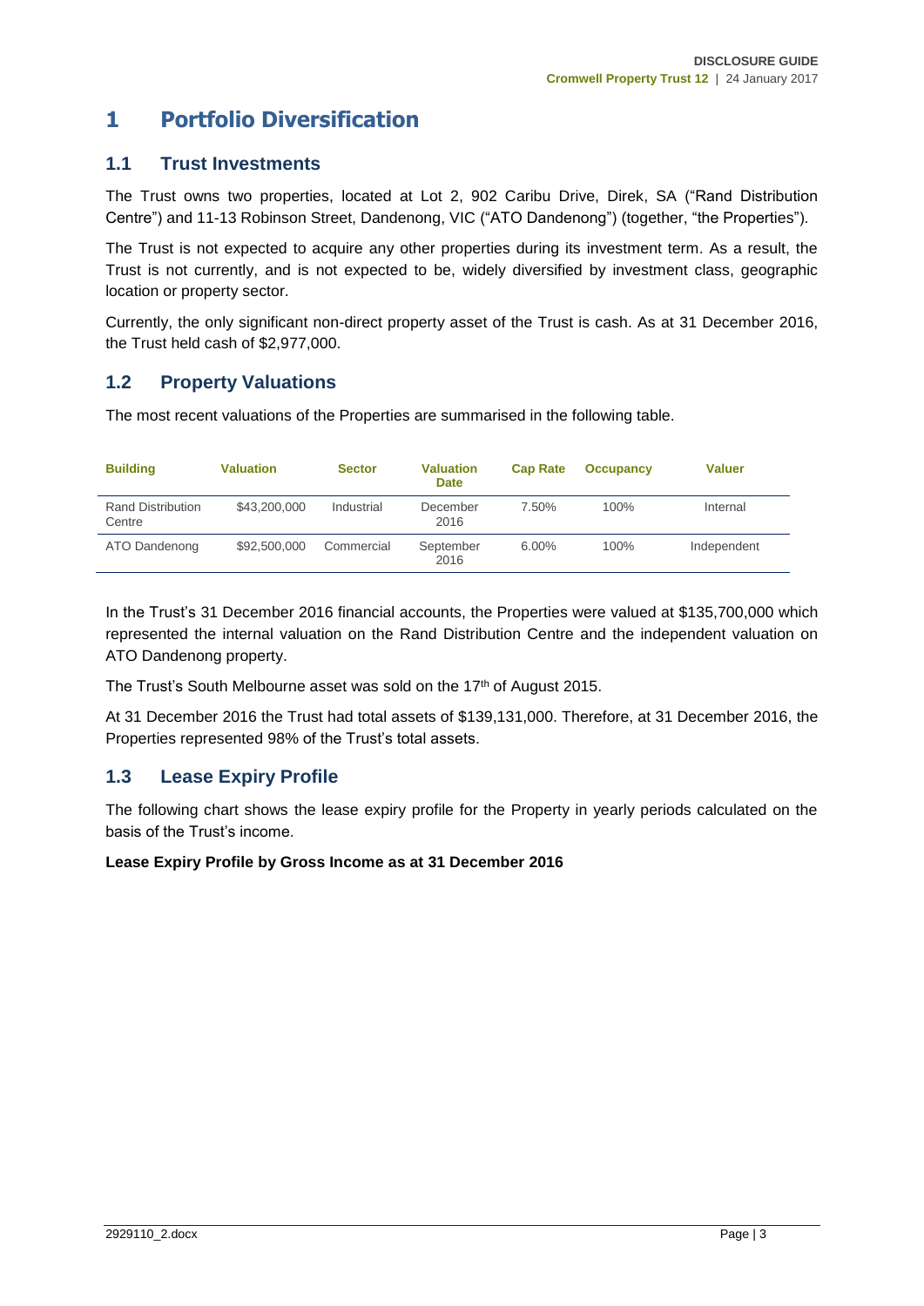# 1 Portfolio Diversification

## 1.1 Trust Investments

The Trust owns two properties, located at Lot 2, 902 Caribu Drive, Direk, SA ("Rand Distribution Centre") and 11-13 Robinson Street, Dandenong, VIC ("ATO Dandenong") (together, "the Properties").

The Trust is not expected to acquire any other properties during its investment term. As a result, the Trust is not currently, and is not expected to be, widely diversified by investment class, geographic location or property sector.

Currently, the only significant non-direct property asset of the Trust is cash. As at 31 December 2016, the Trust held cash of $2,977,000.

## 1.2 Property Valuations

The most recent valuations of the Properties are summarised in the following table.

| Building | Valuation | Sector | Valuation Date | Cap Rate | Occupancy | Valuer |
|---|---|---|---|---|---|---|
| Rand Distribution Centre | $43,200,000 | Industrial | December 2016 | 7.50% | 100% | Internal |
| ATO Dandenong | $92,500,000 | Commercial | September 2016 | 6.00% | 100% | Independent |

In the Trust's 31 December 2016 financial accounts, the Properties were valued at $135,700,000 which represented the internal valuation on the Rand Distribution Centre and the independent valuation on ATO Dandenong property.

The Trust's South Melbourne asset was sold on the 17th of August 2015.

At 31 December 2016 the Trust had total assets of $139,131,000. Therefore, at 31 December 2016, the Properties represented 98% of the Trust's total assets.

## 1.3 Lease Expiry Profile

The following chart shows the lease expiry profile for the Property in yearly periods calculated on the basis of the Trust's income.

**Lease Expiry Profile by Gross Income as at 31 December 2016**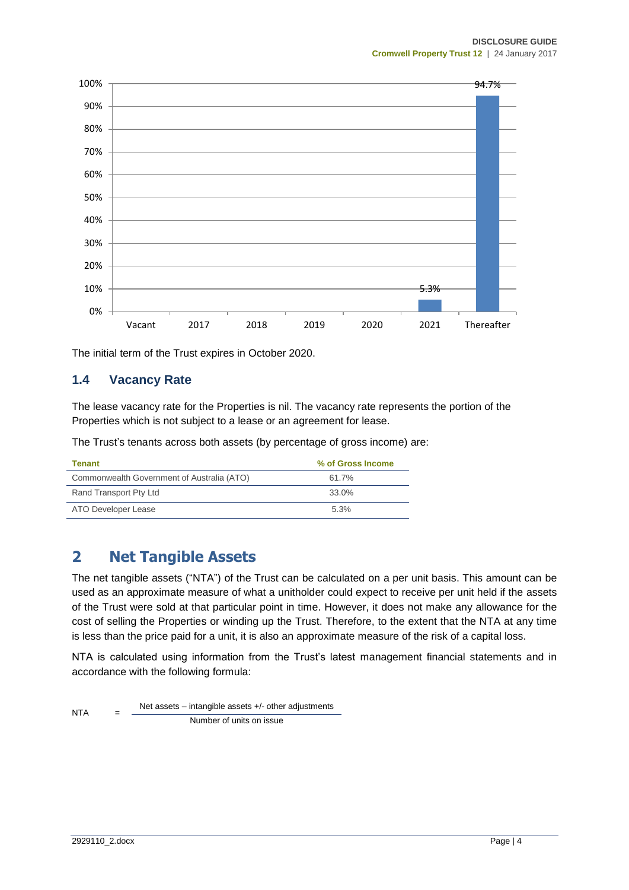| | Vacant | 2017 | 2018 | 2019 | 2020 | 2021 | Thereafter |
|---|---|---|---|---|---|---|---|
| | | | | | | 5.3% | 94.7% |

The initial term of the Trust expires in October 2020.

### 1.4 Vacancy Rate

The lease vacancy rate for the Properties is nil. The vacancy rate represents the portion of the Properties which is not subject to a lease or an agreement for lease.

The Trust's tenants across both assets (by percentage of gross income) are:

| Tenant | % of Gross Income |
|---|---|
| Commonwealth Government of Australia (ATO) | 61.7% |
| Rand Transport Pty Ltd | 33.0% |
| ATO Developer Lease | 5.3% |

## 2 Net Tangible Assets

The net tangible assets ("NTA") of the Trust can be calculated on a per unit basis. This amount can be used as an approximate measure of what a unitholder could expect to receive per unit held if the assets of the Trust were sold at that particular point in time. However, it does not make any allowance for the cost of selling the Properties or winding up the Trust. Therefore, to the extent that the NTA at any time is less than the price paid for a unit, it is also an approximate measure of the risk of a capital loss.

NTA is calculated using information from the Trust's latest management financial statements and in accordance with the following formula:

$$\text{NTA} = \frac{\text{Net assets} - \text{intangible assets} +/- \text{other adjustments}}{\text{Number of units on issue}}$$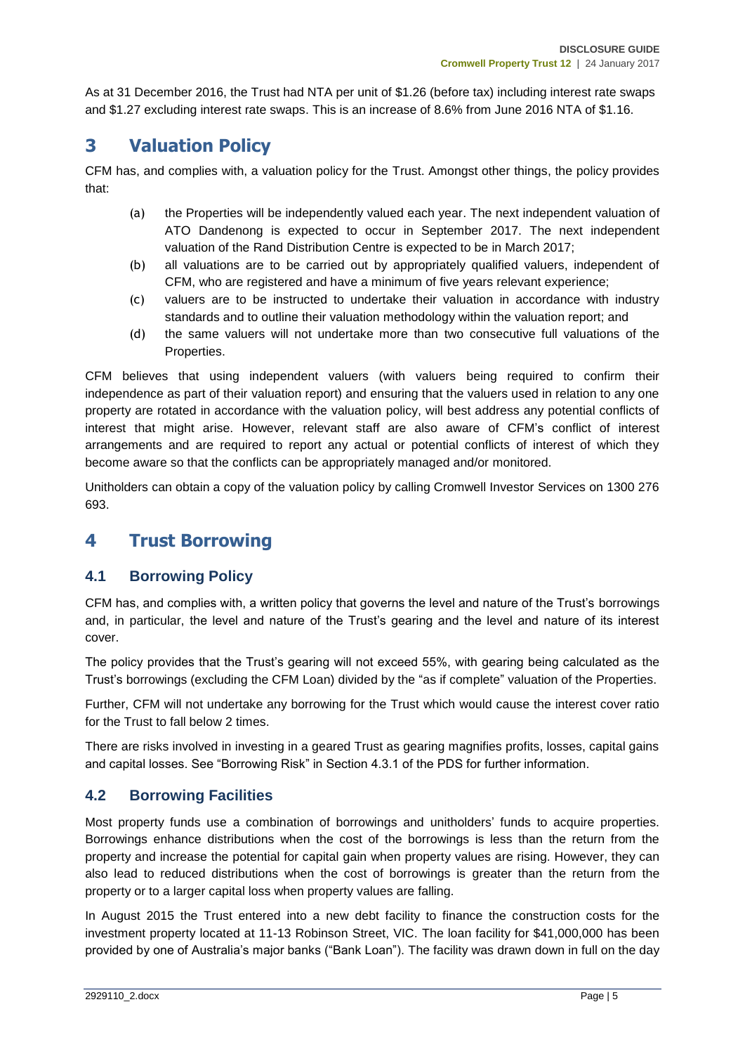As at 31 December 2016, the Trust had NTA per unit of $1.26 (before tax) including interest rate swaps and $1.27 excluding interest rate swaps. This is an increase of 8.6% from June 2016 NTA of $1.16.

# 3 Valuation Policy

CFM has, and complies with, a valuation policy for the Trust. Amongst other things, the policy provides that:

(a) the Properties will be independently valued each year. The next independent valuation of ATO Dandenong is expected to occur in September 2017. The next independent valuation of the Rand Distribution Centre is expected to be in March 2017;

(b) all valuations are to be carried out by appropriately qualified valuers, independent of CFM, who are registered and have a minimum of five years relevant experience;

(c) valuers are to be instructed to undertake their valuation in accordance with industry standards and to outline their valuation methodology within the valuation report; and

(d) the same valuers will not undertake more than two consecutive full valuations of the Properties.

CFM believes that using independent valuers (with valuers being required to confirm their independence as part of their valuation report) and ensuring that the valuers used in relation to any one property are rotated in accordance with the valuation policy, will best address any potential conflicts of interest that might arise. However, relevant staff are also aware of CFM's conflict of interest arrangements and are required to report any actual or potential conflicts of interest of which they become aware so that the conflicts can be appropriately managed and/or monitored.

Unitholders can obtain a copy of the valuation policy by calling Cromwell Investor Services on 1300 276 693.

# 4 Trust Borrowing

## 4.1 Borrowing Policy

CFM has, and complies with, a written policy that governs the level and nature of the Trust's borrowings and, in particular, the level and nature of the Trust's gearing and the level and nature of its interest cover.

The policy provides that the Trust's gearing will not exceed 55%, with gearing being calculated as the Trust's borrowings (excluding the CFM Loan) divided by the "as if complete" valuation of the Properties.

Further, CFM will not undertake any borrowing for the Trust which would cause the interest cover ratio for the Trust to fall below 2 times.

There are risks involved in investing in a geared Trust as gearing magnifies profits, losses, capital gains and capital losses. See "Borrowing Risk" in Section 4.3.1 of the PDS for further information.

## 4.2 Borrowing Facilities

Most property funds use a combination of borrowings and unitholders' funds to acquire properties. Borrowings enhance distributions when the cost of the borrowings is less than the return from the property and increase the potential for capital gain when property values are rising. However, they can also lead to reduced distributions when the cost of borrowings is greater than the return from the property or to a larger capital loss when property values are falling.

In August 2015 the Trust entered into a new debt facility to finance the construction costs for the investment property located at 11-13 Robinson Street, VIC. The loan facility for $41,000,000 has been provided by one of Australia's major banks ("Bank Loan"). The facility was drawn down in full on the day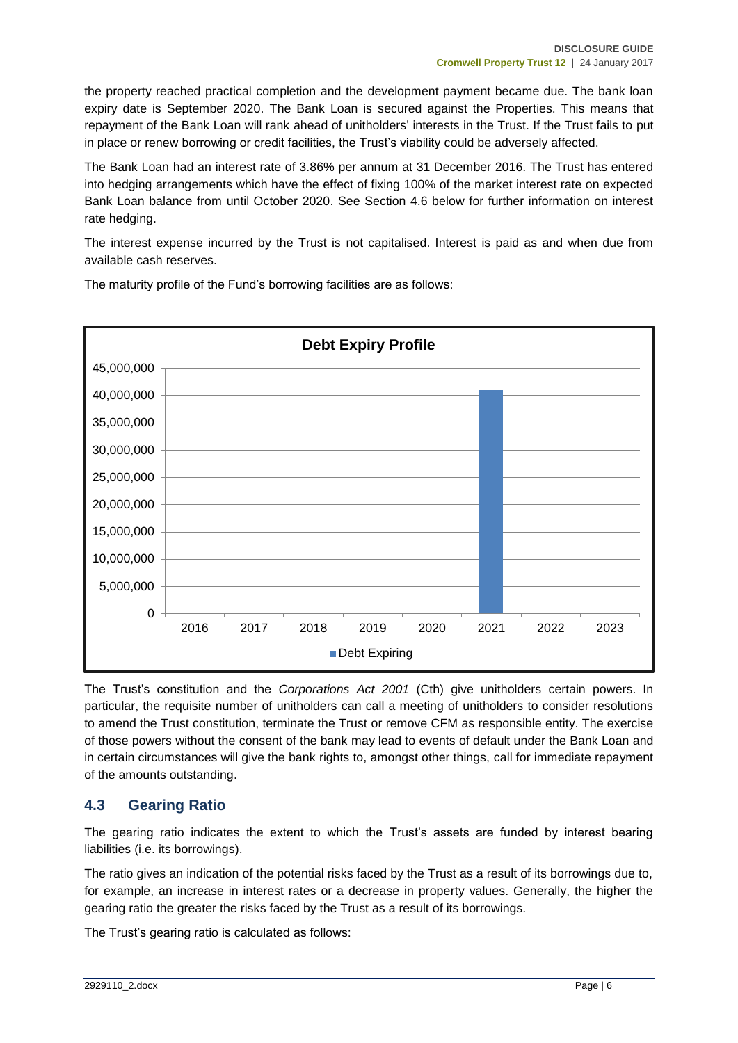the property reached practical completion and the development payment became due. The bank loan expiry date is September 2020. The Bank Loan is secured against the Properties. This means that repayment of the Bank Loan will rank ahead of unitholders' interests in the Trust. If the Trust fails to put in place or renew borrowing or credit facilities, the Trust's viability could be adversely affected.

The Bank Loan had an interest rate of 3.86% per annum at 31 December 2016. The Trust has entered into hedging arrangements which have the effect of fixing 100% of the market interest rate on expected Bank Loan balance from until October 2020. See Section 4.6 below for further information on interest rate hedging.

The interest expense incurred by the Trust is not capitalised. Interest is paid as and when due from available cash reserves.

The maturity profile of the Fund's borrowing facilities are as follows:

**Debt Expiry Profile**

| Year | Debt Expiring |
|---|---|
| 2016 | 0 |
| 2017 | 0 |
| 2018 | 0 |
| 2019 | 0 |
| 2020 | 0 |
| 2021 | ~41,000,000 |
| 2022 | 0 |
| 2023 | 0 |

The Trust's constitution and the *Corporations Act 2001* (Cth) give unitholders certain powers. In particular, the requisite number of unitholders can call a meeting of unitholders to consider resolutions to amend the Trust constitution, terminate the Trust or remove CFM as responsible entity. The exercise of those powers without the consent of the bank may lead to events of default under the Bank Loan and in certain circumstances will give the bank rights to, amongst other things, call for immediate repayment of the amounts outstanding.

## 4.3 Gearing Ratio

The gearing ratio indicates the extent to which the Trust's assets are funded by interest bearing liabilities (i.e. its borrowings).

The ratio gives an indication of the potential risks faced by the Trust as a result of its borrowings due to, for example, an increase in interest rates or a decrease in property values. Generally, the higher the gearing ratio the greater the risks faced by the Trust as a result of its borrowings.

The Trust's gearing ratio is calculated as follows: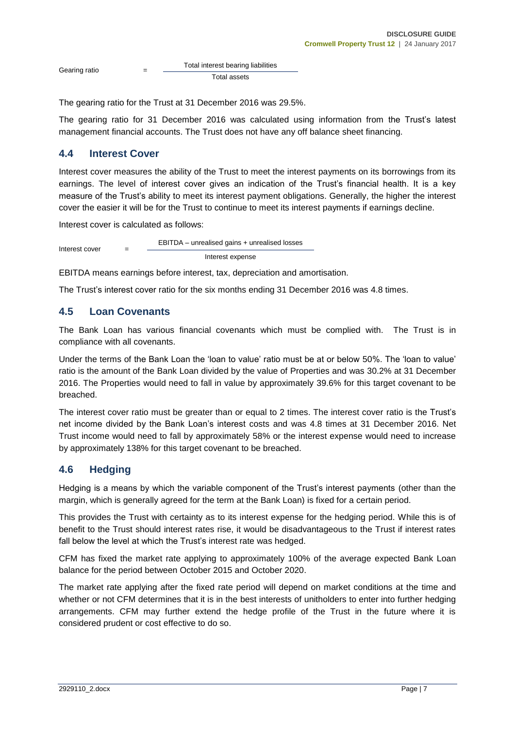$$\text{Gearing ratio} = \frac{\text{Total interest bearing liabilities}}{\text{Total assets}}$$

The gearing ratio for the Trust at 31 December 2016 was 29.5%.

The gearing ratio for 31 December 2016 was calculated using information from the Trust's latest management financial accounts. The Trust does not have any off balance sheet financing.

## 4.4 Interest Cover

Interest cover measures the ability of the Trust to meet the interest payments on its borrowings from its earnings. The level of interest cover gives an indication of the Trust's financial health. It is a key measure of the Trust's ability to meet its interest payment obligations. Generally, the higher the interest cover the easier it will be for the Trust to continue to meet its interest payments if earnings decline.

Interest cover is calculated as follows:

$$\text{Interest cover} = \frac{\text{EBITDA} - \text{unrealised gains} + \text{unrealised losses}}{\text{Interest expense}}$$

EBITDA means earnings before interest, tax, depreciation and amortisation.

The Trust's interest cover ratio for the six months ending 31 December 2016 was 4.8 times.

## 4.5 Loan Covenants

The Bank Loan has various financial covenants which must be complied with. The Trust is in compliance with all covenants.

Under the terms of the Bank Loan the 'loan to value' ratio must be at or below 50%. The 'loan to value' ratio is the amount of the Bank Loan divided by the value of Properties and was 30.2% at 31 December 2016. The Properties would need to fall in value by approximately 39.6% for this target covenant to be breached.

The interest cover ratio must be greater than or equal to 2 times. The interest cover ratio is the Trust's net income divided by the Bank Loan's interest costs and was 4.8 times at 31 December 2016. Net Trust income would need to fall by approximately 58% or the interest expense would need to increase by approximately 138% for this target covenant to be breached.

## 4.6 Hedging

Hedging is a means by which the variable component of the Trust's interest payments (other than the margin, which is generally agreed for the term at the Bank Loan) is fixed for a certain period.

This provides the Trust with certainty as to its interest expense for the hedging period. While this is of benefit to the Trust should interest rates rise, it would be disadvantageous to the Trust if interest rates fall below the level at which the Trust's interest rate was hedged.

CFM has fixed the market rate applying to approximately 100% of the average expected Bank Loan balance for the period between October 2015 and October 2020.

The market rate applying after the fixed rate period will depend on market conditions at the time and whether or not CFM determines that it is in the best interests of unitholders to enter into further hedging arrangements. CFM may further extend the hedge profile of the Trust in the future where it is considered prudent or cost effective to do so.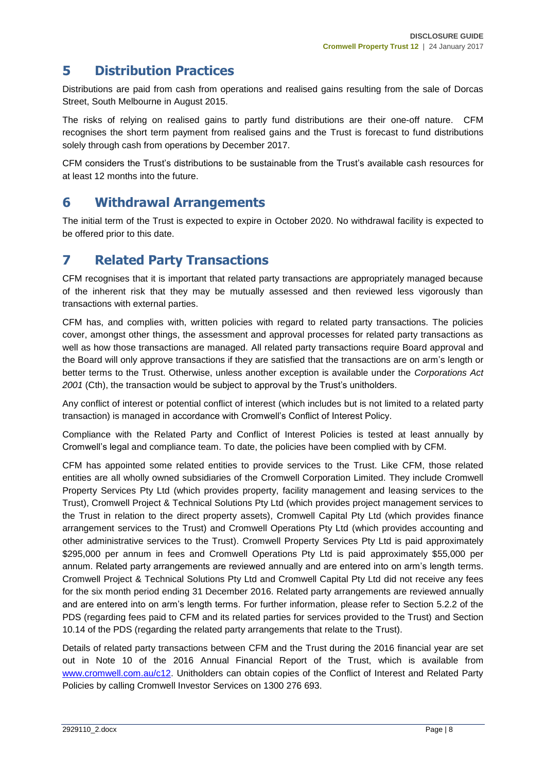## 5 Distribution Practices

Distributions are paid from cash from operations and realised gains resulting from the sale of Dorcas Street, South Melbourne in August 2015.

The risks of relying on realised gains to partly fund distributions are their one-off nature. CFM recognises the short term payment from realised gains and the Trust is forecast to fund distributions solely through cash from operations by December 2017.

CFM considers the Trust's distributions to be sustainable from the Trust's available cash resources for at least 12 months into the future.

## 6 Withdrawal Arrangements

The initial term of the Trust is expected to expire in October 2020. No withdrawal facility is expected to be offered prior to this date.

## 7 Related Party Transactions

CFM recognises that it is important that related party transactions are appropriately managed because of the inherent risk that they may be mutually assessed and then reviewed less vigorously than transactions with external parties.

CFM has, and complies with, written policies with regard to related party transactions. The policies cover, amongst other things, the assessment and approval processes for related party transactions as well as how those transactions are managed. All related party transactions require Board approval and the Board will only approve transactions if they are satisfied that the transactions are on arm's length or better terms to the Trust. Otherwise, unless another exception is available under the *Corporations Act 2001* (Cth), the transaction would be subject to approval by the Trust's unitholders.

Any conflict of interest or potential conflict of interest (which includes but is not limited to a related party transaction) is managed in accordance with Cromwell's Conflict of Interest Policy.

Compliance with the Related Party and Conflict of Interest Policies is tested at least annually by Cromwell's legal and compliance team. To date, the policies have been complied with by CFM.

CFM has appointed some related entities to provide services to the Trust. Like CFM, those related entities are all wholly owned subsidiaries of the Cromwell Corporation Limited. They include Cromwell Property Services Pty Ltd (which provides property, facility management and leasing services to the Trust), Cromwell Project & Technical Solutions Pty Ltd (which provides project management services to the Trust in relation to the direct property assets), Cromwell Capital Pty Ltd (which provides finance arrangement services to the Trust) and Cromwell Operations Pty Ltd (which provides accounting and other administrative services to the Trust). Cromwell Property Services Pty Ltd is paid approximately $295,000 per annum in fees and Cromwell Operations Pty Ltd is paid approximately $55,000 per annum. Related party arrangements are reviewed annually and are entered into on arm's length terms. Cromwell Project & Technical Solutions Pty Ltd and Cromwell Capital Pty Ltd did not receive any fees for the six month period ending 31 December 2016. Related party arrangements are reviewed annually and are entered into on arm's length terms. For further information, please refer to Section 5.2.2 of the PDS (regarding fees paid to CFM and its related parties for services provided to the Trust) and Section 10.14 of the PDS (regarding the related party arrangements that relate to the Trust).

Details of related party transactions between CFM and the Trust during the 2016 financial year are set out in Note 10 of the 2016 Annual Financial Report of the Trust, which is available from www.cromwell.com.au/c12. Unitholders can obtain copies of the Conflict of Interest and Related Party Policies by calling Cromwell Investor Services on 1300 276 693.